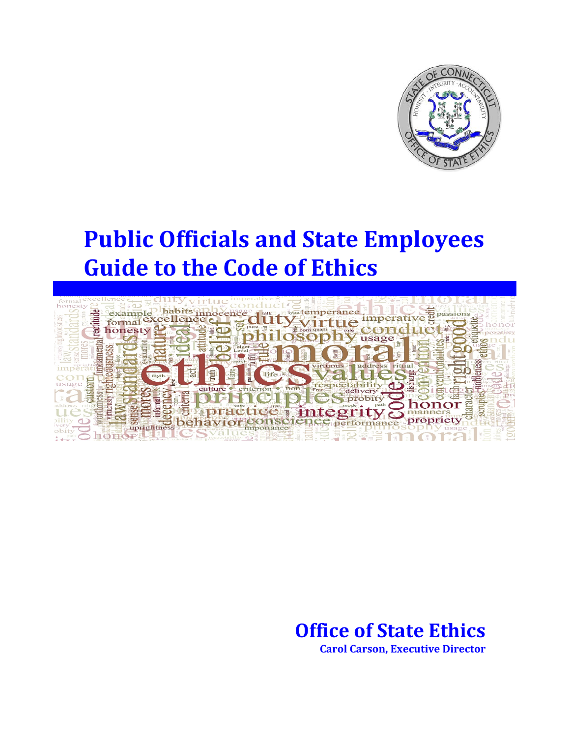# Public Officials and State Employees Guide to the Code of Ethics

**Office of State Ethics**

**Carol Carson, Executive Director**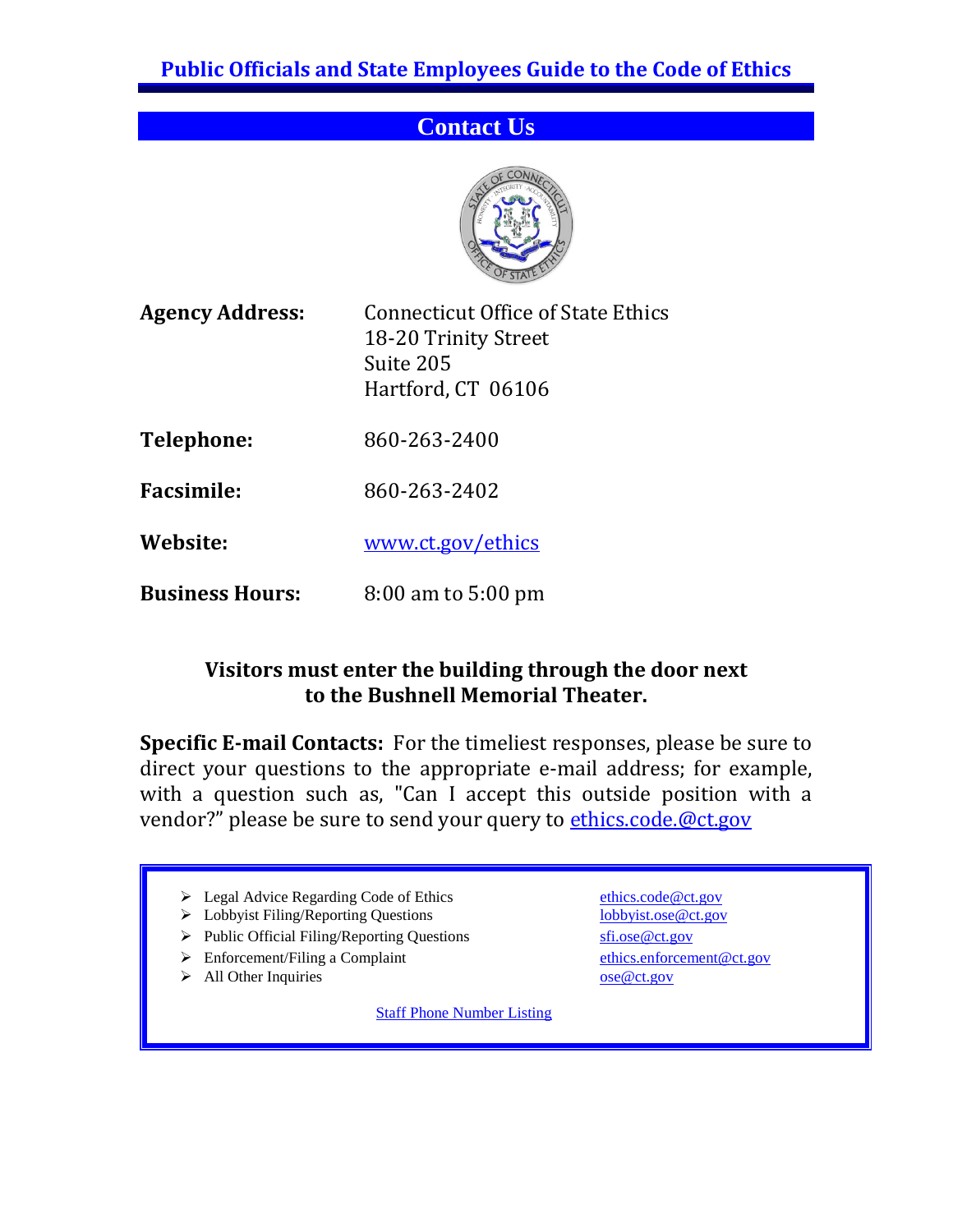## Contact Us

**Agency Address:** Connecticut Office of State Ethics
18-20 Trinity Street
Suite 205
Hartford, CT 06106

**Telephone:** 860-263-2400

**Facsimile:** 860-263-2402

**Website:** www.ct.gov/ethics

**Business Hours:** 8:00 am to 5:00 pm

**Visitors must enter the building through the door next to the Bushnell Memorial Theater.**

**Specific E-mail Contacts:** For the timeliest responses, please be sure to direct your questions to the appropriate e-mail address; for example, with a question such as, "Can I accept this outside position with a vendor?" please be sure to send your query to ethics.code.@ct.gov

- Legal Advice Regarding Code of Ethics — ethics.code@ct.gov
- Lobbyist Filing/Reporting Questions — lobbyist.ose@ct.gov
- Public Official Filing/Reporting Questions — sfi.ose@ct.gov
- Enforcement/Filing a Complaint — ethics.enforcement@ct.gov
- All Other Inquiries — ose@ct.gov

Staff Phone Number Listing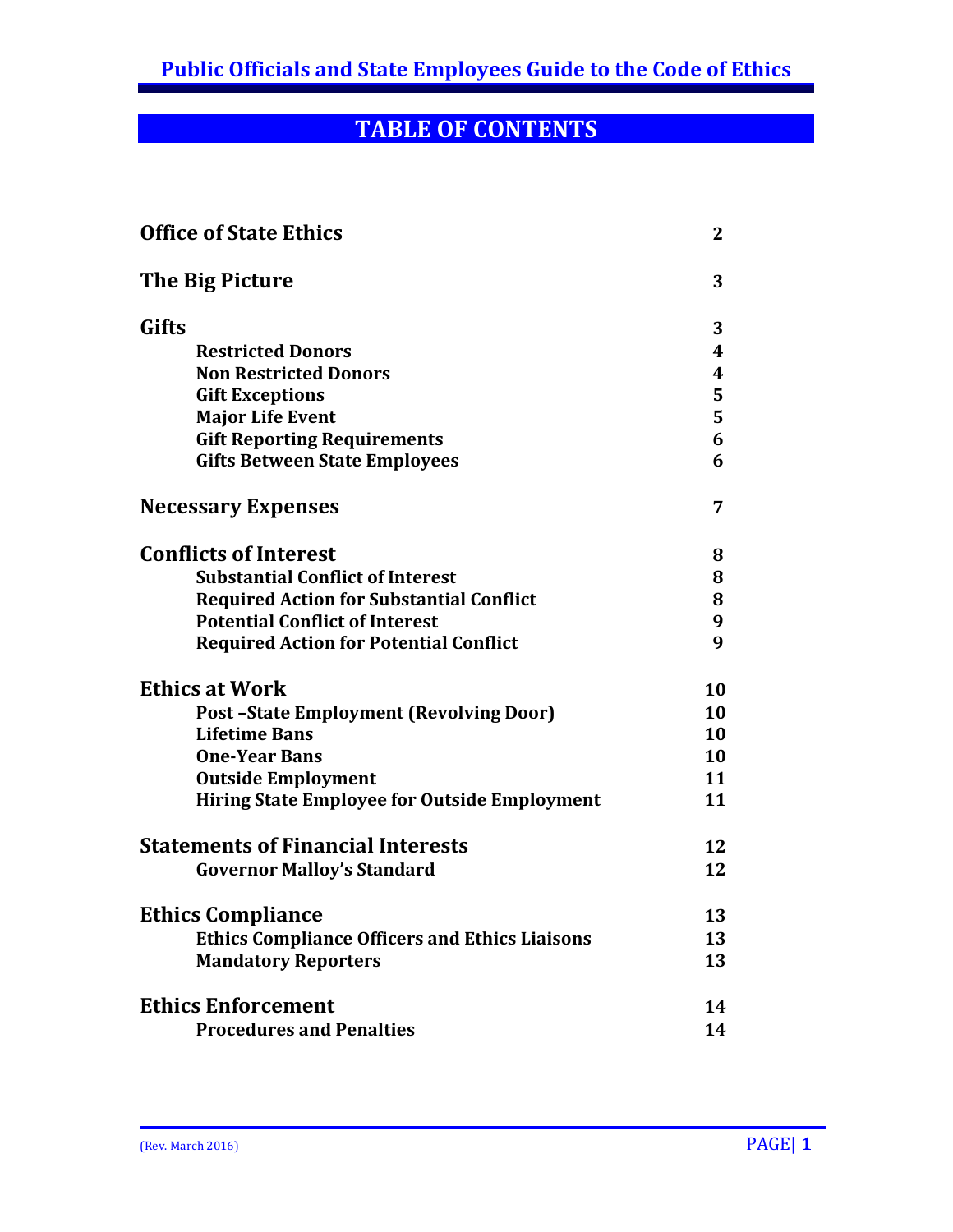# TABLE OF CONTENTS

| | |
|---|---|
| **Office of State Ethics** | **2** |
| **The Big Picture** | **3** |
| **Gifts** | **3** |
| **Restricted Donors** | **4** |
| **Non Restricted Donors** | **4** |
| **Gift Exceptions** | **5** |
| **Major Life Event** | **5** |
| **Gift Reporting Requirements** | **6** |
| **Gifts Between State Employees** | **6** |
| **Necessary Expenses** | **7** |
| **Conflicts of Interest** | **8** |
| **Substantial Conflict of Interest** | **8** |
| **Required Action for Substantial Conflict** | **8** |
| **Potential Conflict of Interest** | **9** |
| **Required Action for Potential Conflict** | **9** |
| **Ethics at Work** | **10** |
| **Post –State Employment (Revolving Door)** | **10** |
| **Lifetime Bans** | **10** |
| **One-Year Bans** | **10** |
| **Outside Employment** | **11** |
| **Hiring State Employee for Outside Employment** | **11** |
| **Statements of Financial Interests** | **12** |
| **Governor Malloy's Standard** | **12** |
| **Ethics Compliance** | **13** |
| **Ethics Compliance Officers and Ethics Liaisons** | **13** |
| **Mandatory Reporters** | **13** |
| **Ethics Enforcement** | **14** |
| **Procedures and Penalties** | **14** |

(Rev. March 2016)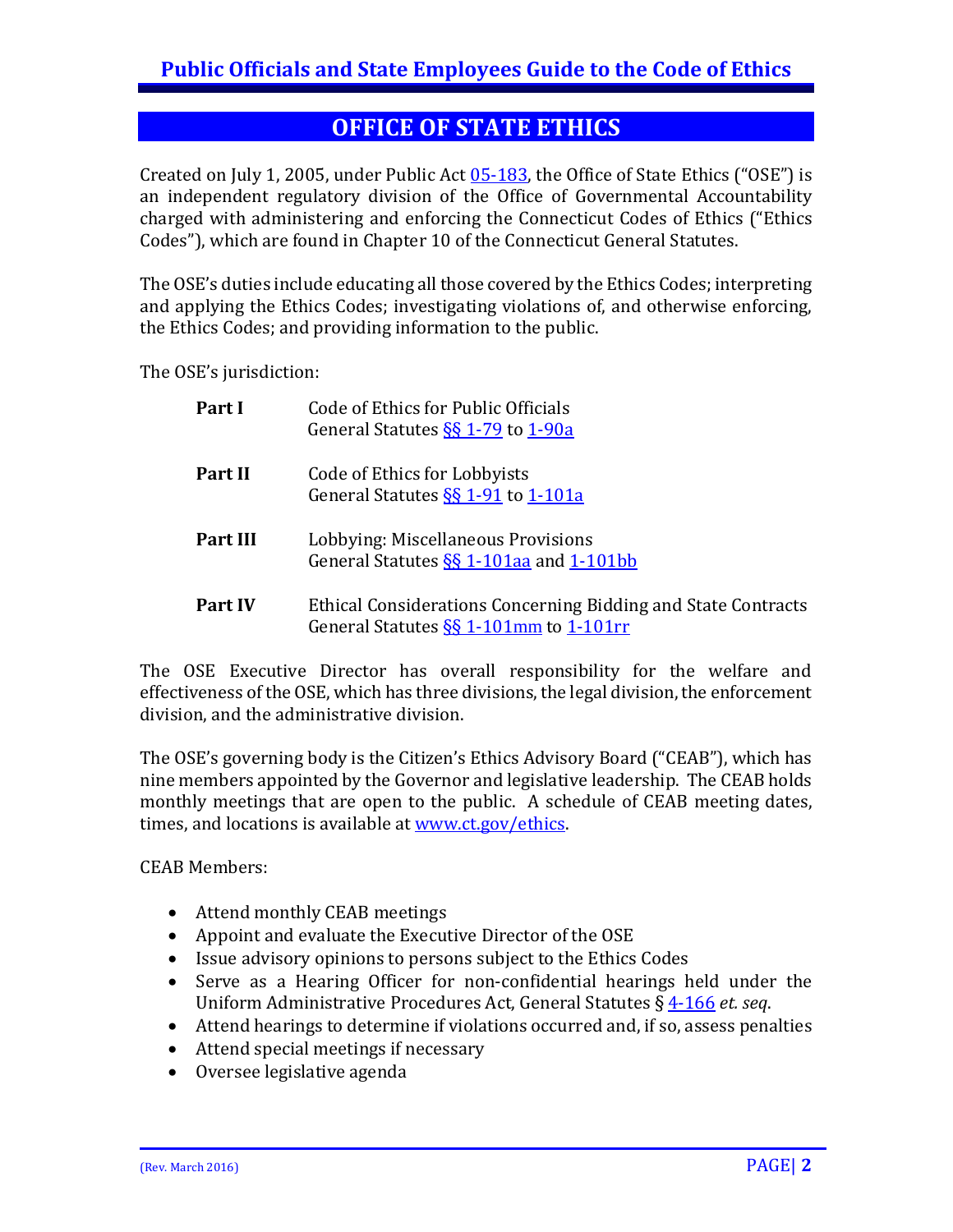## OFFICE OF STATE ETHICS

Created on July 1, 2005, under Public Act 05-183, the Office of State Ethics ("OSE") is an independent regulatory division of the Office of Governmental Accountability charged with administering and enforcing the Connecticut Codes of Ethics ("Ethics Codes"), which are found in Chapter 10 of the Connecticut General Statutes.

The OSE's duties include educating all those covered by the Ethics Codes; interpreting and applying the Ethics Codes; investigating violations of, and otherwise enforcing, the Ethics Codes; and providing information to the public.

The OSE's jurisdiction:

| | |
|---|---|
| **Part I** | Code of Ethics for Public Officials<br>General Statutes §§ 1-79 to 1-90a |
| **Part II** | Code of Ethics for Lobbyists<br>General Statutes §§ 1-91 to 1-101a |
| **Part III** | Lobbying: Miscellaneous Provisions<br>General Statutes §§ 1-101aa and 1-101bb |
| **Part IV** | Ethical Considerations Concerning Bidding and State Contracts<br>General Statutes §§ 1-101mm to 1-101rr |

The OSE Executive Director has overall responsibility for the welfare and effectiveness of the OSE, which has three divisions, the legal division, the enforcement division, and the administrative division.

The OSE's governing body is the Citizen's Ethics Advisory Board ("CEAB"), which has nine members appointed by the Governor and legislative leadership. The CEAB holds monthly meetings that are open to the public. A schedule of CEAB meeting dates, times, and locations is available at www.ct.gov/ethics.

CEAB Members:

- Attend monthly CEAB meetings
- Appoint and evaluate the Executive Director of the OSE
- Issue advisory opinions to persons subject to the Ethics Codes
- Serve as a Hearing Officer for non-confidential hearings held under the Uniform Administrative Procedures Act, General Statutes § 4-166 *et. seq*.
- Attend hearings to determine if violations occurred and, if so, assess penalties
- Attend special meetings if necessary
- Oversee legislative agenda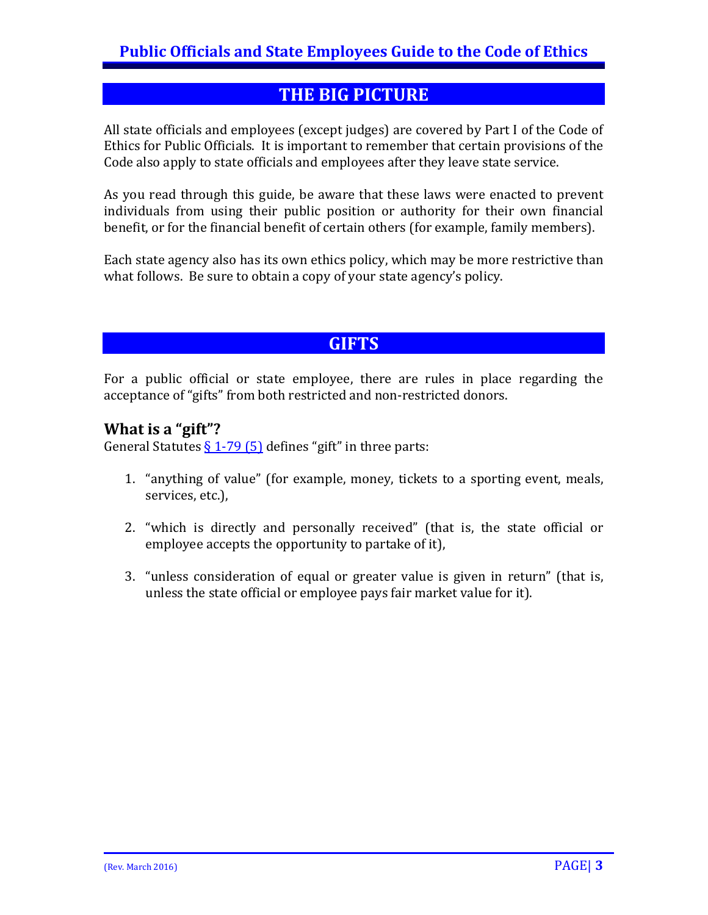## THE BIG PICTURE

All state officials and employees (except judges) are covered by Part I of the Code of Ethics for Public Officials. It is important to remember that certain provisions of the Code also apply to state officials and employees after they leave state service.

As you read through this guide, be aware that these laws were enacted to prevent individuals from using their public position or authority for their own financial benefit, or for the financial benefit of certain others (for example, family members).

Each state agency also has its own ethics policy, which may be more restrictive than what follows. Be sure to obtain a copy of your state agency's policy.

## GIFTS

For a public official or state employee, there are rules in place regarding the acceptance of "gifts" from both restricted and non-restricted donors.

### What is a "gift"?

General Statutes § 1-79 (5) defines "gift" in three parts:

1. "anything of value" (for example, money, tickets to a sporting event, meals, services, etc.),
2. "which is directly and personally received" (that is, the state official or employee accepts the opportunity to partake of it),
3. "unless consideration of equal or greater value is given in return" (that is, unless the state official or employee pays fair market value for it).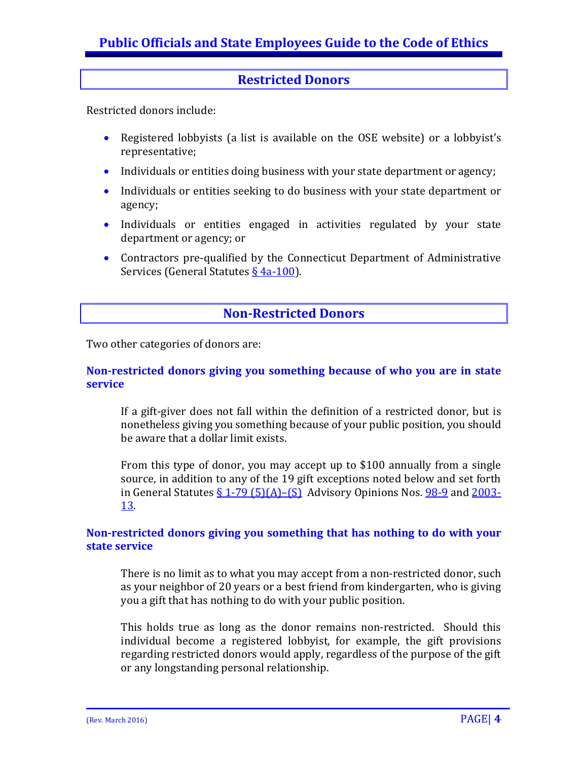## Restricted Donors

Restricted donors include:

- Registered lobbyists (a list is available on the OSE website) or a lobbyist's representative;
- Individuals or entities doing business with your state department or agency;
- Individuals or entities seeking to do business with your state department or agency;
- Individuals or entities engaged in activities regulated by your state department or agency; or
- Contractors pre-qualified by the Connecticut Department of Administrative Services (General Statutes § 4a-100).

## Non-Restricted Donors

Two other categories of donors are:

### Non-restricted donors giving you something because of who you are in state service

If a gift-giver does not fall within the definition of a restricted donor, but is nonetheless giving you something because of your public position, you should be aware that a dollar limit exists.

From this type of donor, you may accept up to $100 annually from a single source, in addition to any of the 19 gift exceptions noted below and set forth in General Statutes § 1-79 (5)(A)–(S) Advisory Opinions Nos. 98-9 and 2003-13.

### Non-restricted donors giving you something that has nothing to do with your state service

There is no limit as to what you may accept from a non-restricted donor, such as your neighbor of 20 years or a best friend from kindergarten, who is giving you a gift that has nothing to do with your public position.

This holds true as long as the donor remains non-restricted. Should this individual become a registered lobbyist, for example, the gift provisions regarding restricted donors would apply, regardless of the purpose of the gift or any longstanding personal relationship.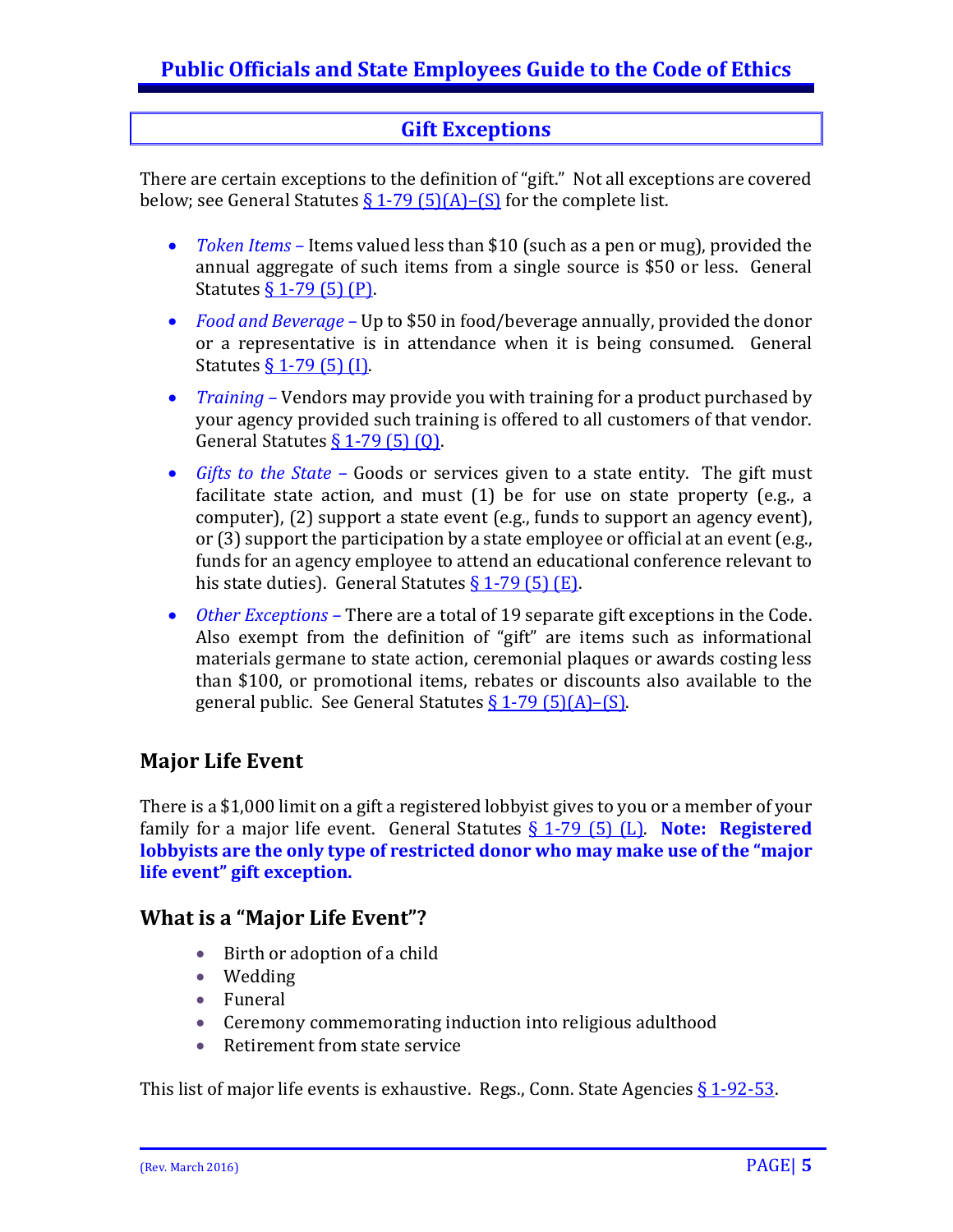## Gift Exceptions

There are certain exceptions to the definition of "gift." Not all exceptions are covered below; see General Statutes § 1-79 (5)(A)–(S) for the complete list.

- *Token Items* – Items valued less than $10 (such as a pen or mug), provided the annual aggregate of such items from a single source is $50 or less. General Statutes § 1-79 (5) (P).
- *Food and Beverage* – Up to $50 in food/beverage annually, provided the donor or a representative is in attendance when it is being consumed. General Statutes § 1-79 (5) (I).
- *Training* – Vendors may provide you with training for a product purchased by your agency provided such training is offered to all customers of that vendor. General Statutes § 1-79 (5) (Q).
- *Gifts to the State* – Goods or services given to a state entity. The gift must facilitate state action, and must (1) be for use on state property (e.g., a computer), (2) support a state event (e.g., funds to support an agency event), or (3) support the participation by a state employee or official at an event (e.g., funds for an agency employee to attend an educational conference relevant to his state duties). General Statutes § 1-79 (5) (E).
- *Other Exceptions* – There are a total of 19 separate gift exceptions in the Code. Also exempt from the definition of "gift" are items such as informational materials germane to state action, ceremonial plaques or awards costing less than $100, or promotional items, rebates or discounts also available to the general public. See General Statutes § 1-79 (5)(A)–(S).

### Major Life Event

There is a $1,000 limit on a gift a registered lobbyist gives to you or a member of your family for a major life event. General Statutes § 1-79 (5) (L). **Note: Registered lobbyists are the only type of restricted donor who may make use of the "major life event" gift exception.**

### What is a "Major Life Event"?

- Birth or adoption of a child
- Wedding
- Funeral
- Ceremony commemorating induction into religious adulthood
- Retirement from state service

This list of major life events is exhaustive. Regs., Conn. State Agencies § 1-92-53.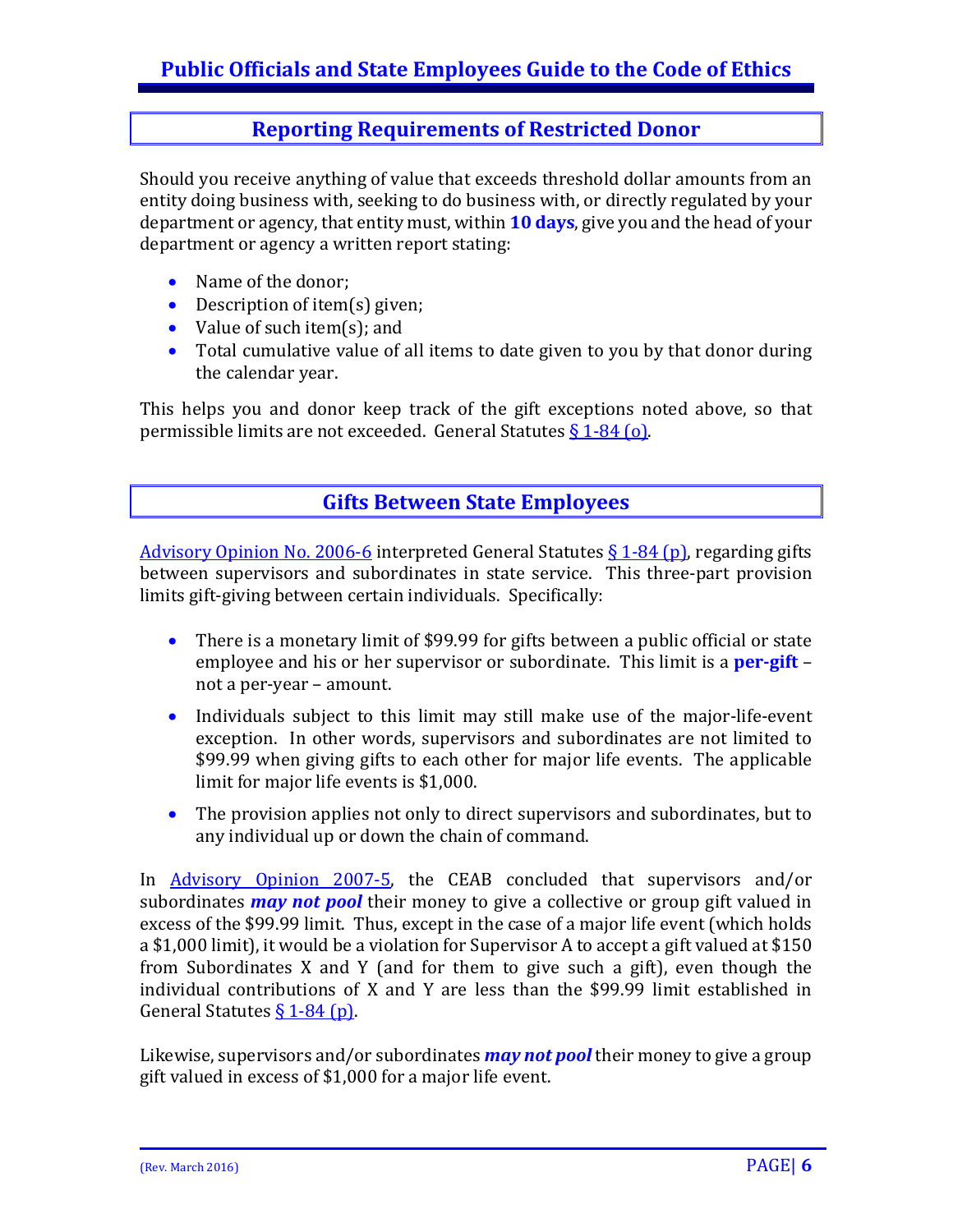## Reporting Requirements of Restricted Donor

Should you receive anything of value that exceeds threshold dollar amounts from an entity doing business with, seeking to do business with, or directly regulated by your department or agency, that entity must, within **10 days**, give you and the head of your department or agency a written report stating:

- Name of the donor;
- Description of item(s) given;
- Value of such item(s); and
- Total cumulative value of all items to date given to you by that donor during the calendar year.

This helps you and donor keep track of the gift exceptions noted above, so that permissible limits are not exceeded. General Statutes § 1-84 (o).

## Gifts Between State Employees

Advisory Opinion No. 2006-6 interpreted General Statutes § 1-84 (p), regarding gifts between supervisors and subordinates in state service. This three-part provision limits gift-giving between certain individuals. Specifically:

- There is a monetary limit of $99.99 for gifts between a public official or state employee and his or her supervisor or subordinate. This limit is a **per-gift** – not a per-year – amount.
- Individuals subject to this limit may still make use of the major-life-event exception. In other words, supervisors and subordinates are not limited to $99.99 when giving gifts to each other for major life events. The applicable limit for major life events is $1,000.
- The provision applies not only to direct supervisors and subordinates, but to any individual up or down the chain of command.

In Advisory Opinion 2007-5, the CEAB concluded that supervisors and/or subordinates ***may not pool*** their money to give a collective or group gift valued in excess of the $99.99 limit. Thus, except in the case of a major life event (which holds a $1,000 limit), it would be a violation for Supervisor A to accept a gift valued at $150 from Subordinates X and Y (and for them to give such a gift), even though the individual contributions of X and Y are less than the $99.99 limit established in General Statutes § 1-84 (p).

Likewise, supervisors and/or subordinates ***may not pool*** their money to give a group gift valued in excess of $1,000 for a major life event.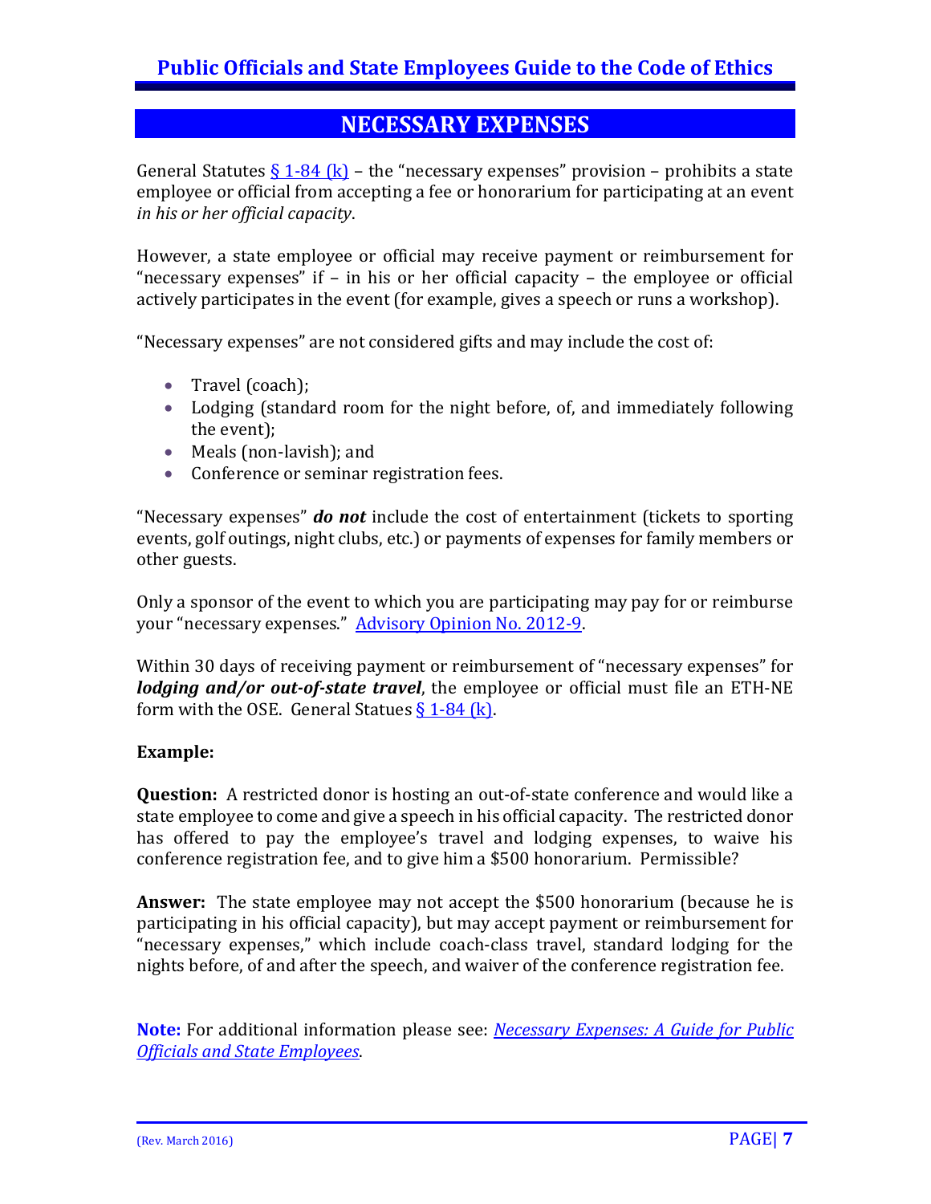## NECESSARY EXPENSES

General Statutes [§ 1-84 (k)](#) – the "necessary expenses" provision – prohibits a state employee or official from accepting a fee or honorarium for participating at an event *in his or her official capacity*.

However, a state employee or official may receive payment or reimbursement for "necessary expenses" if – in his or her official capacity – the employee or official actively participates in the event (for example, gives a speech or runs a workshop).

"Necessary expenses" are not considered gifts and may include the cost of:

- Travel (coach);
- Lodging (standard room for the night before, of, and immediately following the event);
- Meals (non-lavish); and
- Conference or seminar registration fees.

"Necessary expenses" ***do not*** include the cost of entertainment (tickets to sporting events, golf outings, night clubs, etc.) or payments of expenses for family members or other guests.

Only a sponsor of the event to which you are participating may pay for or reimburse your "necessary expenses." [Advisory Opinion No. 2012-9](#).

Within 30 days of receiving payment or reimbursement of "necessary expenses" for ***lodging and/or out-of-state travel***, the employee or official must file an ETH-NE form with the OSE. General Statues [§ 1-84 (k)](#).

**Example:**

**Question:** A restricted donor is hosting an out-of-state conference and would like a state employee to come and give a speech in his official capacity. The restricted donor has offered to pay the employee's travel and lodging expenses, to waive his conference registration fee, and to give him a $500 honorarium. Permissible?

**Answer:** The state employee may not accept the $500 honorarium (because he is participating in his official capacity), but may accept payment or reimbursement for "necessary expenses," which include coach-class travel, standard lodging for the nights before, of and after the speech, and waiver of the conference registration fee.

**Note:** For additional information please see: [*Necessary Expenses: A Guide for Public Officials and State Employees*](#).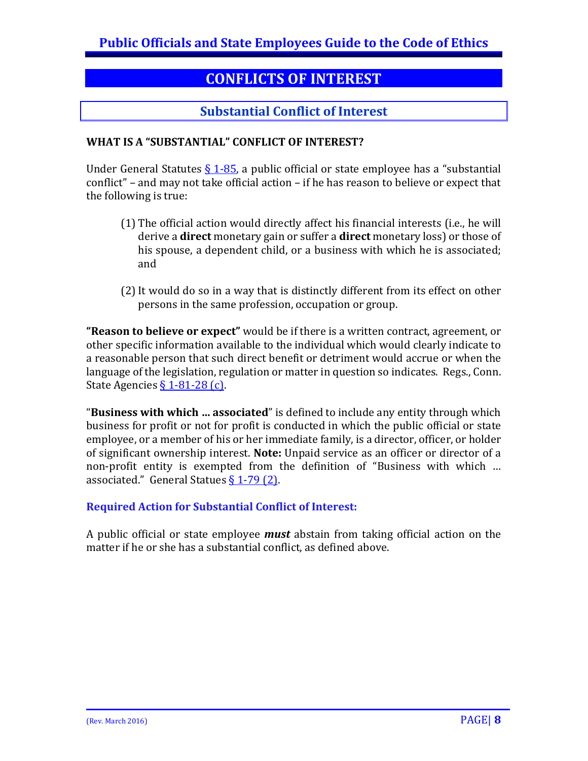# CONFLICTS OF INTEREST

## Substantial Conflict of Interest

### WHAT IS A "SUBSTANTIAL" CONFLICT OF INTEREST?

Under General Statutes § 1-85, a public official or state employee has a "substantial conflict" – and may not take official action – if he has reason to believe or expect that the following is true:

(1) The official action would directly affect his financial interests (i.e., he will derive a **direct** monetary gain or suffer a **direct** monetary loss) or those of his spouse, a dependent child, or a business with which he is associated; and

(2) It would do so in a way that is distinctly different from its effect on other persons in the same profession, occupation or group.

**"Reason to believe or expect"** would be if there is a written contract, agreement, or other specific information available to the individual which would clearly indicate to a reasonable person that such direct benefit or detriment would accrue or when the language of the legislation, regulation or matter in question so indicates. Regs., Conn. State Agencies § 1-81-28 (c).

"**Business with which ... associated**" is defined to include any entity through which business for profit or not for profit is conducted in which the public official or state employee, or a member of his or her immediate family, is a director, officer, or holder of significant ownership interest. **Note:** Unpaid service as an officer or director of a non-profit entity is exempted from the definition of "Business with which … associated." General Statues § 1-79 (2).

### Required Action for Substantial Conflict of Interest:

A public official or state employee ***must*** abstain from taking official action on the matter if he or she has a substantial conflict, as defined above.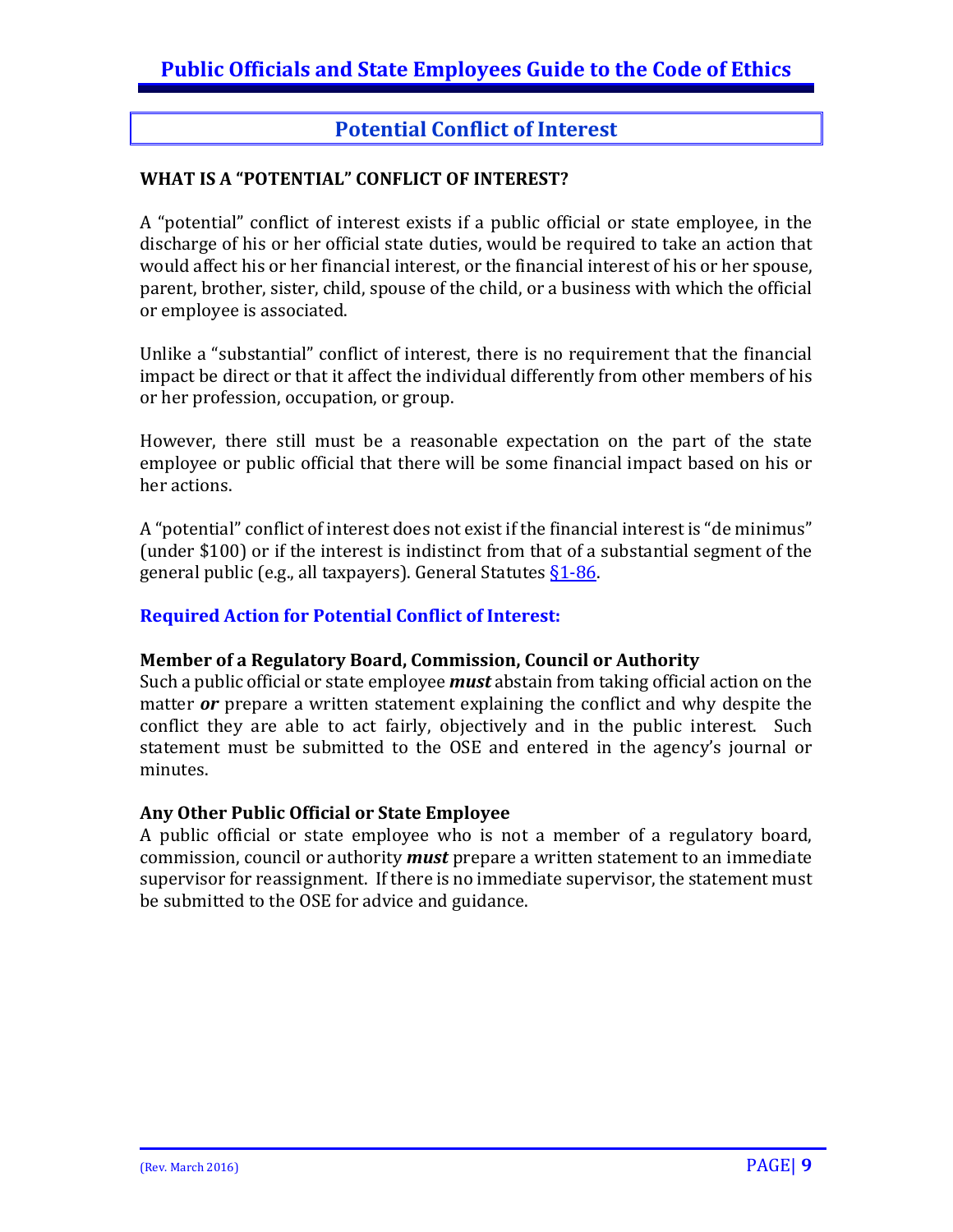## Potential Conflict of Interest

### WHAT IS A "POTENTIAL" CONFLICT OF INTEREST?

A "potential" conflict of interest exists if a public official or state employee, in the discharge of his or her official state duties, would be required to take an action that would affect his or her financial interest, or the financial interest of his or her spouse, parent, brother, sister, child, spouse of the child, or a business with which the official or employee is associated.

Unlike a "substantial" conflict of interest, there is no requirement that the financial impact be direct or that it affect the individual differently from other members of his or her profession, occupation, or group.

However, there still must be a reasonable expectation on the part of the state employee or public official that there will be some financial impact based on his or her actions.

A "potential" conflict of interest does not exist if the financial interest is "de minimus" (under $100) or if the interest is indistinct from that of a substantial segment of the general public (e.g., all taxpayers). General Statutes §1-86.

### Required Action for Potential Conflict of Interest:

**Member of a Regulatory Board, Commission, Council or Authority**
Such a public official or state employee ***must*** abstain from taking official action on the matter ***or*** prepare a written statement explaining the conflict and why despite the conflict they are able to act fairly, objectively and in the public interest. Such statement must be submitted to the OSE and entered in the agency's journal or minutes.

**Any Other Public Official or State Employee**
A public official or state employee who is not a member of a regulatory board, commission, council or authority ***must*** prepare a written statement to an immediate supervisor for reassignment. If there is no immediate supervisor, the statement must be submitted to the OSE for advice and guidance.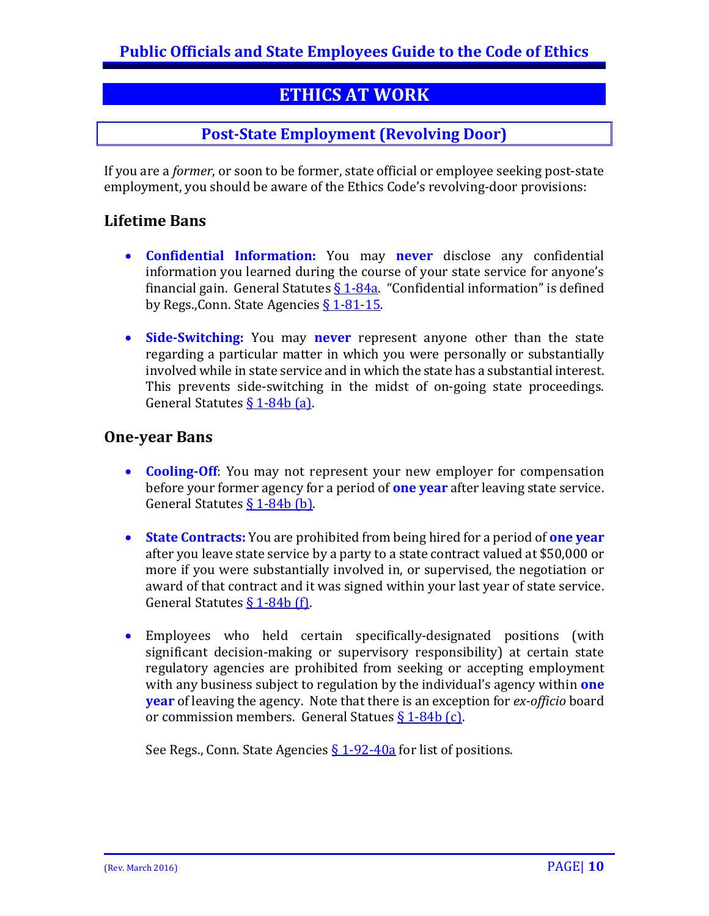## ETHICS AT WORK

### Post-State Employment (Revolving Door)

If you are a *former*, or soon to be former, state official or employee seeking post-state employment, you should be aware of the Ethics Code's revolving-door provisions:

### Lifetime Bans

- **Confidential Information:** You may **never** disclose any confidential information you learned during the course of your state service for anyone's financial gain. General Statutes § 1-84a. "Confidential information" is defined by Regs.,Conn. State Agencies § 1-81-15.

- **Side-Switching:** You may **never** represent anyone other than the state regarding a particular matter in which you were personally or substantially involved while in state service and in which the state has a substantial interest. This prevents side-switching in the midst of on-going state proceedings. General Statutes § 1-84b (a).

### One-year Bans

- **Cooling-Off**: You may not represent your new employer for compensation before your former agency for a period of **one year** after leaving state service. General Statutes § 1-84b (b).

- **State Contracts:** You are prohibited from being hired for a period of **one year** after you leave state service by a party to a state contract valued at $50,000 or more if you were substantially involved in, or supervised, the negotiation or award of that contract and it was signed within your last year of state service. General Statutes § 1-84b (f).

- Employees who held certain specifically-designated positions (with significant decision-making or supervisory responsibility) at certain state regulatory agencies are prohibited from seeking or accepting employment with any business subject to regulation by the individual's agency within **one year** of leaving the agency. Note that there is an exception for *ex-officio* board or commission members. General Statues § 1-84b (c).

  See Regs., Conn. State Agencies § 1-92-40a for list of positions.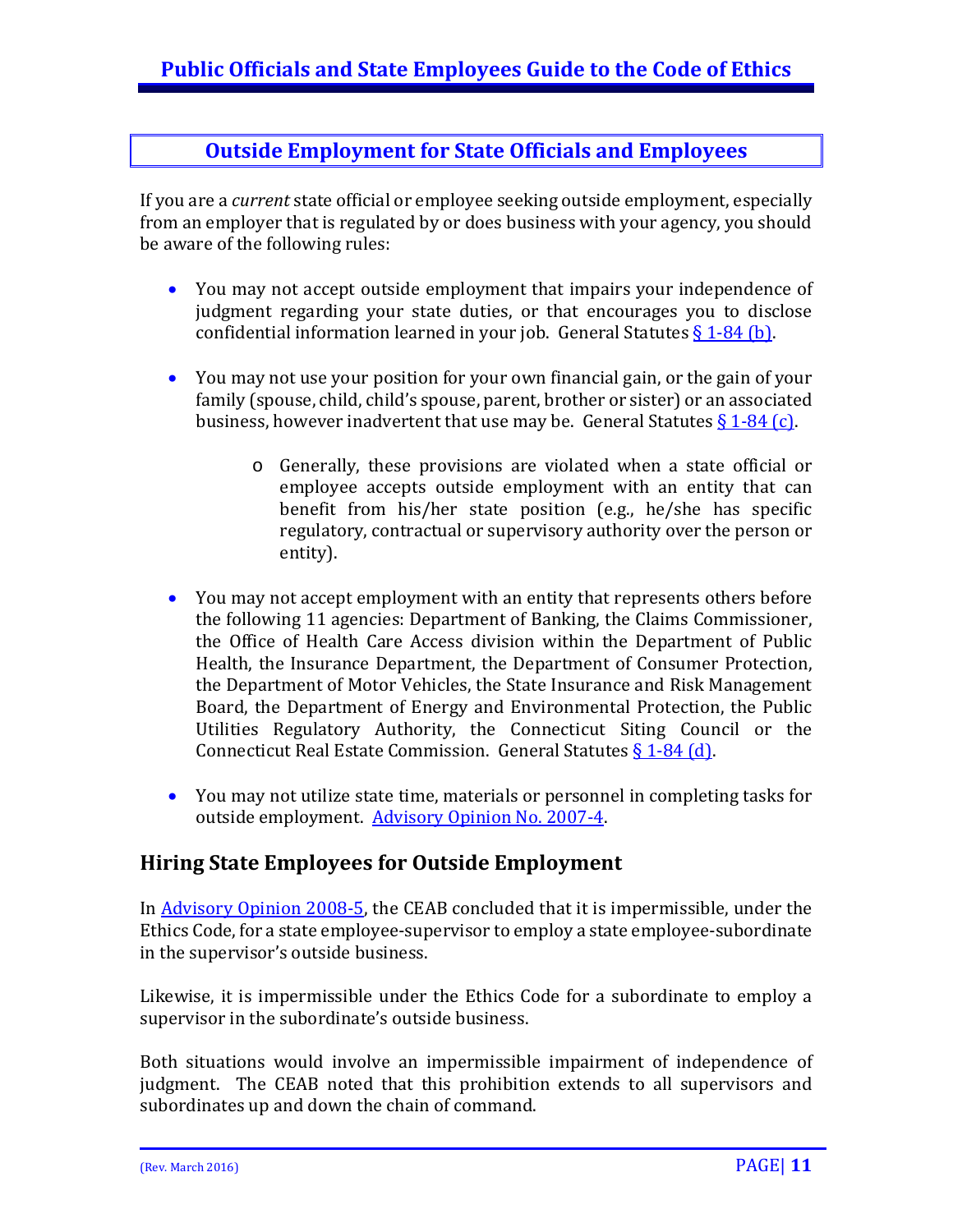## Outside Employment for State Officials and Employees

If you are a *current* state official or employee seeking outside employment, especially from an employer that is regulated by or does business with your agency, you should be aware of the following rules:

- You may not accept outside employment that impairs your independence of judgment regarding your state duties, or that encourages you to disclose confidential information learned in your job. General Statutes § 1-84 (b).
- You may not use your position for your own financial gain, or the gain of your family (spouse, child, child's spouse, parent, brother or sister) or an associated business, however inadvertent that use may be. General Statutes § 1-84 (c).
  - Generally, these provisions are violated when a state official or employee accepts outside employment with an entity that can benefit from his/her state position (e.g., he/she has specific regulatory, contractual or supervisory authority over the person or entity).
- You may not accept employment with an entity that represents others before the following 11 agencies: Department of Banking, the Claims Commissioner, the Office of Health Care Access division within the Department of Public Health, the Insurance Department, the Department of Consumer Protection, the Department of Motor Vehicles, the State Insurance and Risk Management Board, the Department of Energy and Environmental Protection, the Public Utilities Regulatory Authority, the Connecticut Siting Council or the Connecticut Real Estate Commission. General Statutes § 1-84 (d).
- You may not utilize state time, materials or personnel in completing tasks for outside employment. Advisory Opinion No. 2007-4.

### Hiring State Employees for Outside Employment

In Advisory Opinion 2008-5, the CEAB concluded that it is impermissible, under the Ethics Code, for a state employee-supervisor to employ a state employee-subordinate in the supervisor's outside business.

Likewise, it is impermissible under the Ethics Code for a subordinate to employ a supervisor in the subordinate's outside business.

Both situations would involve an impermissible impairment of independence of judgment. The CEAB noted that this prohibition extends to all supervisors and subordinates up and down the chain of command.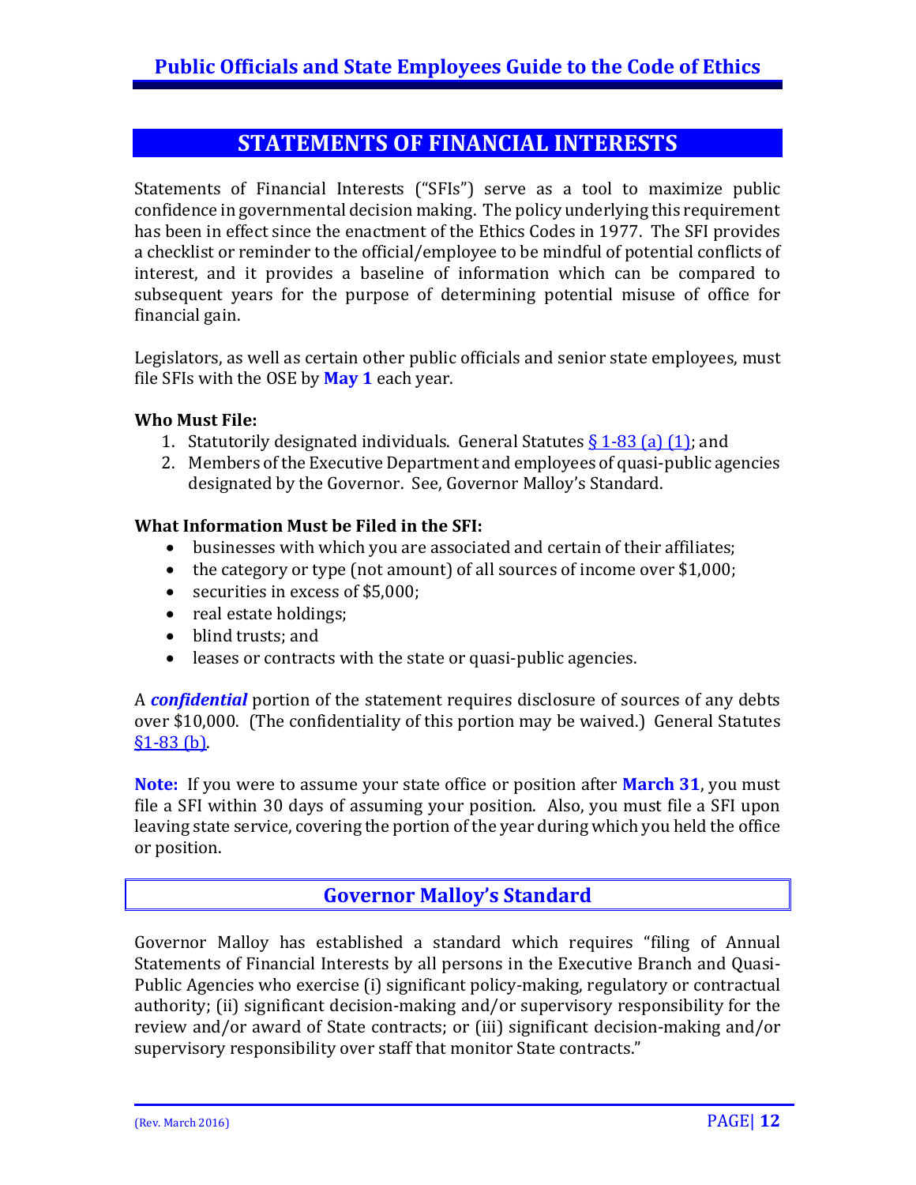## STATEMENTS OF FINANCIAL INTERESTS

Statements of Financial Interests ("SFIs") serve as a tool to maximize public confidence in governmental decision making. The policy underlying this requirement has been in effect since the enactment of the Ethics Codes in 1977. The SFI provides a checklist or reminder to the official/employee to be mindful of potential conflicts of interest, and it provides a baseline of information which can be compared to subsequent years for the purpose of determining potential misuse of office for financial gain.

Legislators, as well as certain other public officials and senior state employees, must file SFIs with the OSE by **May 1** each year.

**Who Must File:**

1. Statutorily designated individuals. General Statutes § 1-83 (a) (1); and
2. Members of the Executive Department and employees of quasi-public agencies designated by the Governor. See, Governor Malloy's Standard.

**What Information Must be Filed in the SFI:**

- businesses with which you are associated and certain of their affiliates;
- the category or type (not amount) of all sources of income over $1,000;
- securities in excess of $5,000;
- real estate holdings;
- blind trusts; and
- leases or contracts with the state or quasi-public agencies.

A ***confidential*** portion of the statement requires disclosure of sources of any debts over $10,000. (The confidentiality of this portion may be waived.) General Statutes §1-83 (b).

**Note:** If you were to assume your state office or position after **March 31**, you must file a SFI within 30 days of assuming your position. Also, you must file a SFI upon leaving state service, covering the portion of the year during which you held the office or position.

### Governor Malloy's Standard

Governor Malloy has established a standard which requires "filing of Annual Statements of Financial Interests by all persons in the Executive Branch and Quasi-Public Agencies who exercise (i) significant policy-making, regulatory or contractual authority; (ii) significant decision-making and/or supervisory responsibility for the review and/or award of State contracts; or (iii) significant decision-making and/or supervisory responsibility over staff that monitor State contracts."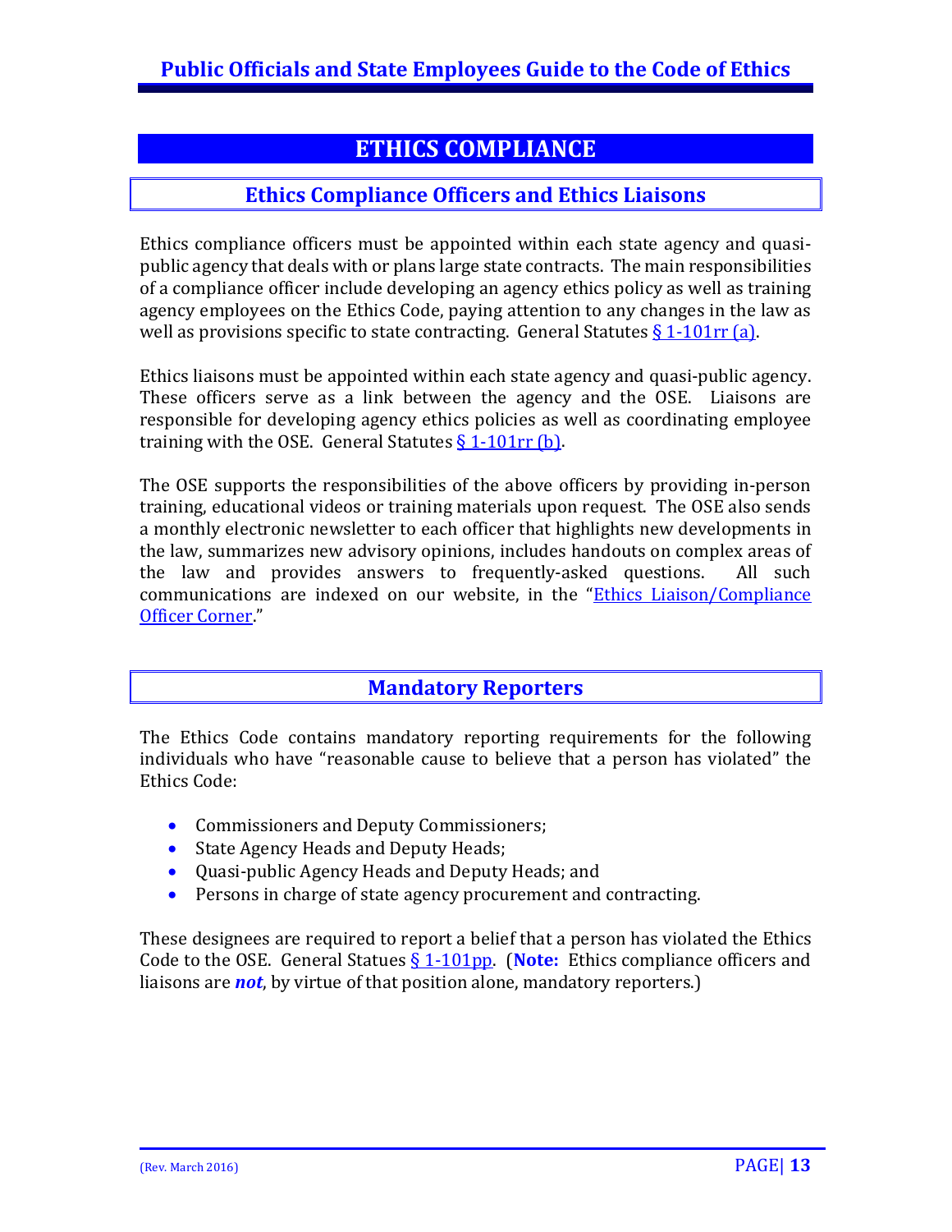# ETHICS COMPLIANCE

## Ethics Compliance Officers and Ethics Liaisons

Ethics compliance officers must be appointed within each state agency and quasi-public agency that deals with or plans large state contracts. The main responsibilities of a compliance officer include developing an agency ethics policy as well as training agency employees on the Ethics Code, paying attention to any changes in the law as well as provisions specific to state contracting. General Statutes § 1-101rr (a).

Ethics liaisons must be appointed within each state agency and quasi-public agency. These officers serve as a link between the agency and the OSE. Liaisons are responsible for developing agency ethics policies as well as coordinating employee training with the OSE. General Statutes § 1-101rr (b).

The OSE supports the responsibilities of the above officers by providing in-person training, educational videos or training materials upon request. The OSE also sends a monthly electronic newsletter to each officer that highlights new developments in the law, summarizes new advisory opinions, includes handouts on complex areas of the law and provides answers to frequently-asked questions. All such communications are indexed on our website, in the "Ethics Liaison/Compliance Officer Corner."

## Mandatory Reporters

The Ethics Code contains mandatory reporting requirements for the following individuals who have "reasonable cause to believe that a person has violated" the Ethics Code:

- Commissioners and Deputy Commissioners;
- State Agency Heads and Deputy Heads;
- Quasi-public Agency Heads and Deputy Heads; and
- Persons in charge of state agency procurement and contracting.

These designees are required to report a belief that a person has violated the Ethics Code to the OSE. General Statues § 1-101pp. (**Note:** Ethics compliance officers and liaisons are ***not***, by virtue of that position alone, mandatory reporters.)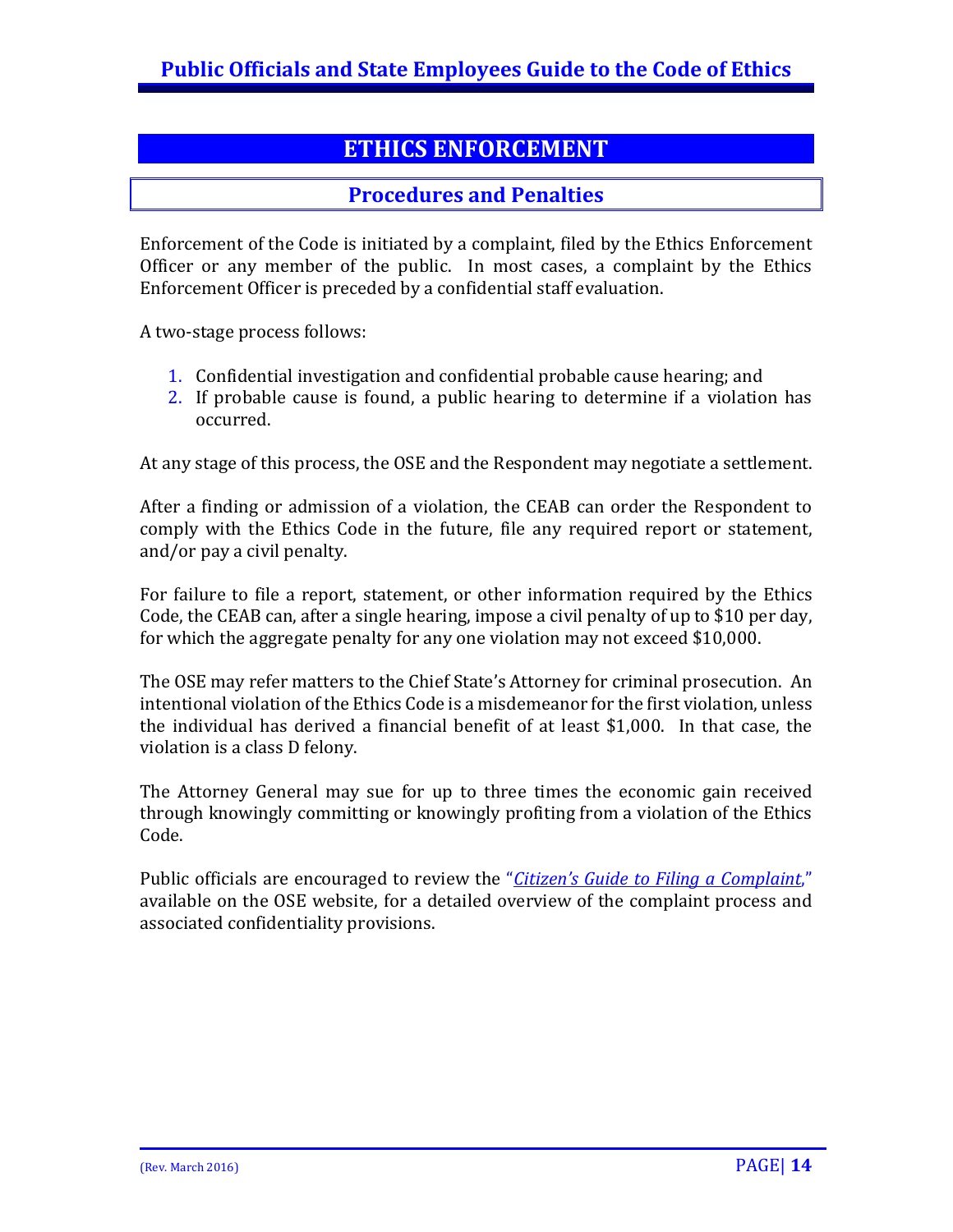## ETHICS ENFORCEMENT

### Procedures and Penalties

Enforcement of the Code is initiated by a complaint, filed by the Ethics Enforcement Officer or any member of the public. In most cases, a complaint by the Ethics Enforcement Officer is preceded by a confidential staff evaluation.

A two-stage process follows:

1. Confidential investigation and confidential probable cause hearing; and
2. If probable cause is found, a public hearing to determine if a violation has occurred.

At any stage of this process, the OSE and the Respondent may negotiate a settlement.

After a finding or admission of a violation, the CEAB can order the Respondent to comply with the Ethics Code in the future, file any required report or statement, and/or pay a civil penalty.

For failure to file a report, statement, or other information required by the Ethics Code, the CEAB can, after a single hearing, impose a civil penalty of up to $10 per day, for which the aggregate penalty for any one violation may not exceed $10,000.

The OSE may refer matters to the Chief State's Attorney for criminal prosecution. An intentional violation of the Ethics Code is a misdemeanor for the first violation, unless the individual has derived a financial benefit of at least $1,000. In that case, the violation is a class D felony.

The Attorney General may sue for up to three times the economic gain received through knowingly committing or knowingly profiting from a violation of the Ethics Code.

Public officials are encouraged to review the "*Citizen's Guide to Filing a Complaint*," available on the OSE website, for a detailed overview of the complaint process and associated confidentiality provisions.